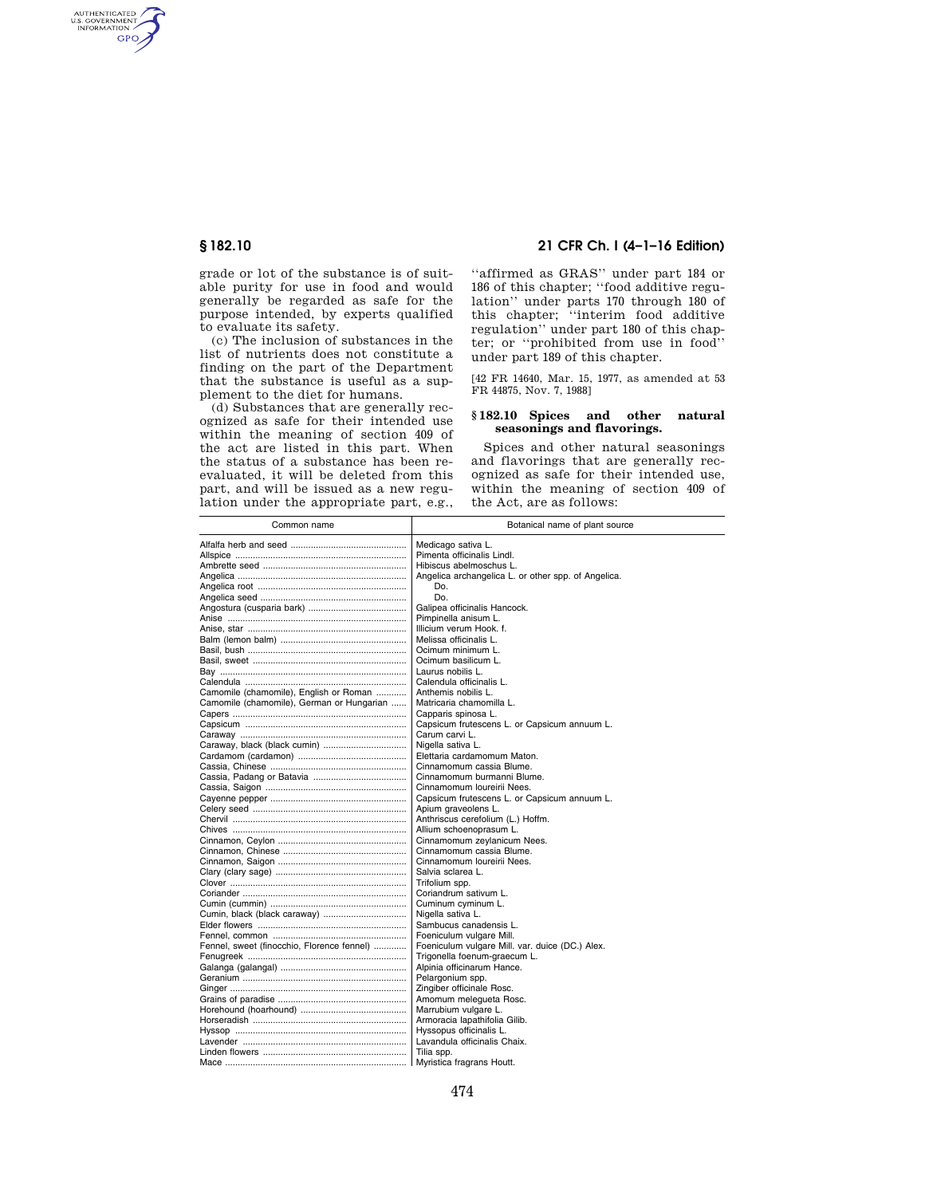grade or lot of the substance is of suitable purity for use in food and would generally be regarded as safe for the purpose intended, by experts qualified to evaluate its safety.

(c) The inclusion of substances in the list of nutrients does not constitute a finding on the part of the Department that the substance is useful as a supplement to the diet for humans.

(d) Substances that are generally recognized as safe for their intended use within the meaning of section 409 of the act are listed in this part. When the status of a substance has been reevaluated, it will be deleted from this part, and will be issued as a new regulation under the appropriate part, e.g., ''affirmed as GRAS'' under part 184 or 186 of this chapter; ''food additive regulation'' under parts 170 through 180 of this chapter; ''interim food additive regulation'' under part 180 of this chapter; or ''prohibited from use in food'' under part 189 of this chapter.

[42 FR 14640, Mar. 15, 1977, as amended at 53 FR 44875, Nov. 7, 1988]

## § 182.10 Spices and other natural seasonings and flavorings.

Spices and other natural seasonings and flavorings that are generally recognized as safe for their intended use, within the meaning of section 409 of the Act, are as follows:

| Common name | Botanical name of plant source |
|---|---|
| Alfalfa herb and seed | Medicago sativa L. |
| Allspice | Pimenta officinalis Lindl. |
| Ambrette seed | Hibiscus abelmoschus L. |
| Angelica | Angelica archangelica L. or other spp. of Angelica. |
| Angelica root | Do. |
| Angelica seed | Do. |
| Angostura (cusparia bark) | Galipea officinalis Hancock. |
| Anise | Pimpinella anisum L. |
| Anise, star | Illicium verum Hook. f. |
| Balm (lemon balm) | Melissa officinalis L. |
| Basil, bush | Ocimum minimum L. |
| Basil, sweet | Ocimum basilicum L. |
| Bay | Laurus nobilis L. |
| Calendula | Calendula officinalis L. |
| Camomile (chamomile), English or Roman | Anthemis nobilis L. |
| Camomile (chamomile), German or Hungarian | Matricaria chamomilla L. |
| Capers | Capparis spinosa L. |
| Capsicum | Capsicum frutescens L. or Capsicum annuum L. |
| Caraway | Carum carvi L. |
| Caraway, black (black cumin) | Nigella sativa L. |
| Cardamom (cardamon) | Elettaria cardamomum Maton. |
| Cassia, Chinese | Cinnamomum cassia Blume. |
| Cassia, Padang or Batavia | Cinnamomum burmanni Blume. |
| Cassia, Saigon | Cinnamomum loureirii Nees. |
| Cayenne pepper | Capsicum frutescens L. or Capsicum annuum L. |
| Celery seed | Apium graveolens L. |
| Chervil | Anthriscus cerefolium (L.) Hoffm. |
| Chives | Allium schoenoprasum L. |
| Cinnamon, Ceylon | Cinnamomum zeylanicum Nees. |
| Cinnamon, Chinese | Cinnamomum cassia Blume. |
| Cinnamon, Saigon | Cinnamomum loureirii Nees. |
| Clary (clary sage) | Salvia sclarea L. |
| Clover | Trifolium spp. |
| Coriander | Coriandrum sativum L. |
| Cumin (cummin) | Cuminum cyminum L. |
| Cumin, black (black caraway) | Nigella sativa L. |
| Elder flowers | Sambucus canadensis L. |
| Fennel, common | Foeniculum vulgare Mill. |
| Fennel, sweet (finocchio, Florence fennel) | Foeniculum vulgare Mill. var. duice (DC.) Alex. |
| Fenugreek | Trigonella foenum-graecum L. |
| Galanga (galangal) | Alpinia officinarum Hance. |
| Geranium | Pelargonium spp. |
| Ginger | Zingiber officinale Rosc. |
| Grains of paradise | Amomum melegueta Rosc. |
| Horehound (hoarhound) | Marrubium vulgare L. |
| Horseradish | Armoracia lapathifolia Gilib. |
| Hyssop | Hyssopus officinalis L. |
| Lavender | Lavandula officinalis Chaix. |
| Linden flowers | Tilia spp. |
| Mace | Myristica fragrans Houtt. |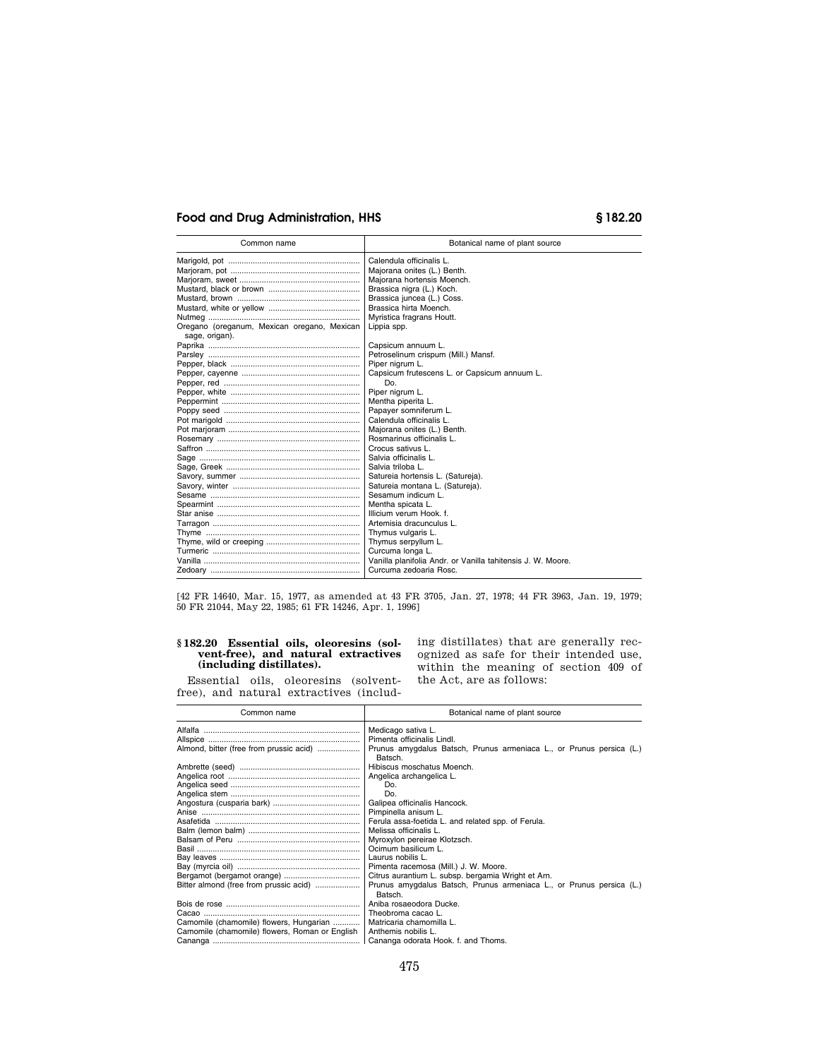| Common name | Botanical name of plant source |
| --- | --- |
| Marigold, pot | Calendula officinalis L. |
| Marjoram, pot | Majorana onites (L.) Benth. |
| Marjoram, sweet | Majorana hortensis Moench. |
| Mustard, black or brown | Brassica nigra (L.) Koch. |
| Mustard, brown | Brassica juncea (L.) Coss. |
| Mustard, white or yellow | Brassica hirta Moench. |
| Nutmeg | Myristica fragrans Houtt. |
| Oregano (oreganum, Mexican oregano, Mexican sage, origan). | Lippia spp. |
| Paprika | Capsicum annuum L. |
| Parsley | Petroselinum crispum (Mill.) Mansf. |
| Pepper, black | Piper nigrum L. |
| Pepper, cayenne | Capsicum frutescens L. or Capsicum annuum L. |
| Pepper, red | Do. |
| Pepper, white | Piper nigrum L. |
| Peppermint | Mentha piperita L. |
| Poppy seed | Papayer somniferum L. |
| Pot marigold | Calendula officinalis L. |
| Pot marjoram | Majorana onites (L.) Benth. |
| Rosemary | Rosmarinus officinalis L. |
| Saffron | Crocus sativus L. |
| Sage | Salvia officinalis L. |
| Sage, Greek | Salvia triloba L. |
| Savory, summer | Satureia hortensis L. (Satureja). |
| Savory, winter | Satureia montana L. (Satureja). |
| Sesame | Sesamum indicum L. |
| Spearmint | Mentha spicata L. |
| Star anise | Illicium verum Hook. f. |
| Tarragon | Artemisia dracunculus L. |
| Thyme | Thymus vulgaris L. |
| Thyme, wild or creeping | Thymus serpyllum L. |
| Turmeric | Curcuma longa L. |
| Vanilla | Vanilla planifolia Andr. or Vanilla tahitensis J. W. Moore. |
| Zedoary | Curcuma zedoaria Rosc. |

[42 FR 14640, Mar. 15, 1977, as amended at 43 FR 3705, Jan. 27, 1978; 44 FR 3963, Jan. 19, 1979; 50 FR 21044, May 22, 1985; 61 FR 14246, Apr. 1, 1996]

## § 182.20 Essential oils, oleoresins (solvent-free), and natural extractives (including distillates).

Essential oils, oleoresins (solvent-free), and natural extractives (including distillates) that are generally recognized as safe for their intended use, within the meaning of section 409 of the Act, are as follows:

| Common name | Botanical name of plant source |
| --- | --- |
| Alfalfa | Medicago sativa L. |
| Allspice | Pimenta officinalis Lindl. |
| Almond, bitter (free from prussic acid) | Prunus amygdalus Batsch, Prunus armeniaca L., or Prunus persica (L.) Batsch. |
| Ambrette (seed) | Hibiscus moschatus Moench. |
| Angelica root | Angelica archangelica L. |
| Angelica seed | Do. |
| Angelica stem | Do. |
| Angostura (cusparia bark) | Galipea officinalis Hancock. |
| Anise | Pimpinella anisum L. |
| Asafetida | Ferula assa-foetida L. and related spp. of Ferula. |
| Balm (lemon balm) | Melissa officinalis L. |
| Balsam of Peru | Myroxylon pereirae Klotzsch. |
| Basil | Ocimum basilicum L. |
| Bay leaves | Laurus nobilis L. |
| Bay (myrcia oil) | Pimenta racemosa (Mill.) J. W. Moore. |
| Bergamot (bergamot orange) | Citrus aurantium L. subsp. bergamia Wright et Arn. |
| Bitter almond (free from prussic acid) | Prunus amygdalus Batsch, Prunus armeniaca L., or Prunus persica (L.) Batsch. |
| Bois de rose | Aniba rosaeodora Ducke. |
| Cacao | Theobroma cacao L. |
| Camomile (chamomile) flowers, Hungarian | Matricaria chamomilla L. |
| Camomile (chamomile) flowers, Roman or English | Anthemis nobilis L. |
| Cananga | Cananga odorata Hook. f. and Thoms. |